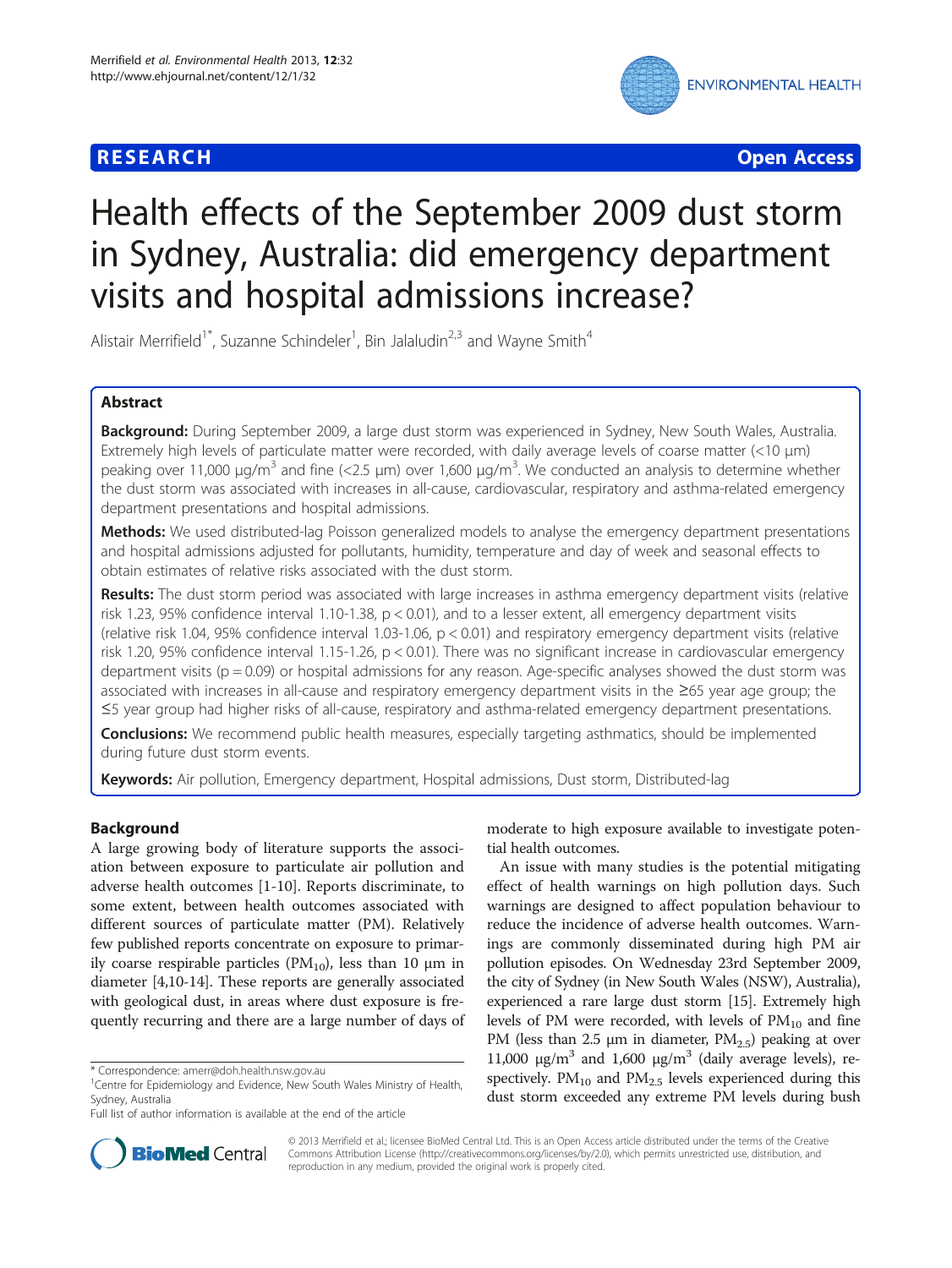# RESEARCH Open Access

# Health effects of the September 2009 dust storm in Sydney, Australia: did emergency department visits and hospital admissions increase?

Alistair Merrifield[1*], Suzanne Schindeler[1], Bin Jalaludin[2,3] and Wayne Smith[4]

## Abstract

**Background:** During September 2009, a large dust storm was experienced in Sydney, New South Wales, Australia. Extremely high levels of particulate matter were recorded, with daily average levels of coarse matter (<10 μm) peaking over 11,000 μg/m$^3$ and fine (<2.5 μm) over 1,600 μg/m$^3$. We conducted an analysis to determine whether the dust storm was associated with increases in all-cause, cardiovascular, respiratory and asthma-related emergency department presentations and hospital admissions.

**Methods:** We used distributed-lag Poisson generalized models to analyse the emergency department presentations and hospital admissions adjusted for pollutants, humidity, temperature and day of week and seasonal effects to obtain estimates of relative risks associated with the dust storm.

**Results:** The dust storm period was associated with large increases in asthma emergency department visits (relative risk 1.23, 95% confidence interval 1.10-1.38, $p < 0.01$), and to a lesser extent, all emergency department visits (relative risk 1.04, 95% confidence interval 1.03-1.06, $p < 0.01$) and respiratory emergency department visits (relative risk 1.20, 95% confidence interval 1.15-1.26, $p < 0.01$). There was no significant increase in cardiovascular emergency department visits ($p = 0.09$) or hospital admissions for any reason. Age-specific analyses showed the dust storm was associated with increases in all-cause and respiratory emergency department visits in the ≥65 year age group; the ≤5 year group had higher risks of all-cause, respiratory and asthma-related emergency department presentations.

**Conclusions:** We recommend public health measures, especially targeting asthmatics, should be implemented during future dust storm events.

**Keywords:** Air pollution, Emergency department, Hospital admissions, Dust storm, Distributed-lag

## Background

A large growing body of literature supports the association between exposure to particulate air pollution and adverse health outcomes [1-10]. Reports discriminate, to some extent, between health outcomes associated with different sources of particulate matter (PM). Relatively few published reports concentrate on exposure to primarily coarse respirable particles ($PM_{10}$), less than 10 μm in diameter [4,10-14]. These reports are generally associated with geological dust, in areas where dust exposure is frequently recurring and there are a large number of days of moderate to high exposure available to investigate potential health outcomes.

An issue with many studies is the potential mitigating effect of health warnings on high pollution days. Such warnings are designed to affect population behaviour to reduce the incidence of adverse health outcomes. Warnings are commonly disseminated during high PM air pollution episodes. On Wednesday 23rd September 2009, the city of Sydney (in New South Wales (NSW), Australia), experienced a rare large dust storm [15]. Extremely high levels of PM were recorded, with levels of $PM_{10}$ and fine PM (less than 2.5 μm in diameter, $PM_{2.5}$) peaking at over 11,000 μg/m$^3$ and 1,600 μg/m$^3$ (daily average levels), respectively. $PM_{10}$ and $PM_{2.5}$ levels experienced during this dust storm exceeded any extreme PM levels during bush

\* Correspondence: amerr@doh.health.nsw.gov.au
[1]Centre for Epidemiology and Evidence, New South Wales Ministry of Health, Sydney, Australia
Full list of author information is available at the end of the article

© 2013 Merrifield et al.; licensee BioMed Central Ltd. This is an Open Access article distributed under the terms of the Creative Commons Attribution License (http://creativecommons.org/licenses/by/2.0), which permits unrestricted use, distribution, and reproduction in any medium, provided the original work is properly cited.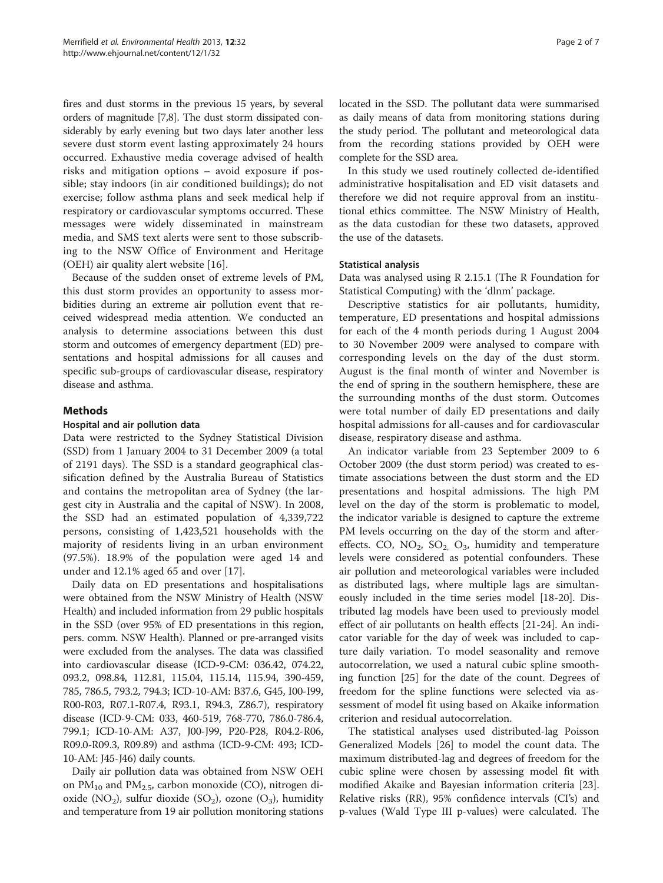fires and dust storms in the previous 15 years, by several orders of magnitude [7,8]. The dust storm dissipated considerably by early evening but two days later another less severe dust storm event lasting approximately 24 hours occurred. Exhaustive media coverage advised of health risks and mitigation options – avoid exposure if possible; stay indoors (in air conditioned buildings); do not exercise; follow asthma plans and seek medical help if respiratory or cardiovascular symptoms occurred. These messages were widely disseminated in mainstream media, and SMS text alerts were sent to those subscribing to the NSW Office of Environment and Heritage (OEH) air quality alert website [16].

Because of the sudden onset of extreme levels of PM, this dust storm provides an opportunity to assess morbidities during an extreme air pollution event that received widespread media attention. We conducted an analysis to determine associations between this dust storm and outcomes of emergency department (ED) presentations and hospital admissions for all causes and specific sub-groups of cardiovascular disease, respiratory disease and asthma.

## Methods

### Hospital and air pollution data

Data were restricted to the Sydney Statistical Division (SSD) from 1 January 2004 to 31 December 2009 (a total of 2191 days). The SSD is a standard geographical classification defined by the Australia Bureau of Statistics and contains the metropolitan area of Sydney (the largest city in Australia and the capital of NSW). In 2008, the SSD had an estimated population of 4,339,722 persons, consisting of 1,423,521 households with the majority of residents living in an urban environment (97.5%). 18.9% of the population were aged 14 and under and 12.1% aged 65 and over [17].

Daily data on ED presentations and hospitalisations were obtained from the NSW Ministry of Health (NSW Health) and included information from 29 public hospitals in the SSD (over 95% of ED presentations in this region, pers. comm. NSW Health). Planned or pre-arranged visits were excluded from the analyses. The data was classified into cardiovascular disease (ICD-9-CM: 036.42, 074.22, 093.2, 098.84, 112.81, 115.04, 115.14, 115.94, 390-459, 785, 786.5, 793.2, 794.3; ICD-10-AM: B37.6, G45, I00-I99, R00-R03, R07.1-R07.4, R93.1, R94.3, Z86.7), respiratory disease (ICD-9-CM: 033, 460-519, 768-770, 786.0-786.4, 799.1; ICD-10-AM: A37, J00-J99, P20-P28, R04.2-R06, R09.0-R09.3, R09.89) and asthma (ICD-9-CM: 493; ICD-10-AM: J45-J46) daily counts.

Daily air pollution data was obtained from NSW OEH on $PM_{10}$ and $PM_{2.5}$, carbon monoxide (CO), nitrogen dioxide ($NO_2$), sulfur dioxide ($SO_2$), ozone ($O_3$), humidity and temperature from 19 air pollution monitoring stations located in the SSD. The pollutant data were summarised as daily means of data from monitoring stations during the study period. The pollutant and meteorological data from the recording stations provided by OEH were complete for the SSD area.

In this study we used routinely collected de-identified administrative hospitalisation and ED visit datasets and therefore we did not require approval from an institutional ethics committee. The NSW Ministry of Health, as the data custodian for these two datasets, approved the use of the datasets.

### Statistical analysis

Data was analysed using R 2.15.1 (The R Foundation for Statistical Computing) with the 'dlnm' package.

Descriptive statistics for air pollutants, humidity, temperature, ED presentations and hospital admissions for each of the 4 month periods during 1 August 2004 to 30 November 2009 were analysed to compare with corresponding levels on the day of the dust storm. August is the final month of winter and November is the end of spring in the southern hemisphere, these are the surrounding months of the dust storm. Outcomes were total number of daily ED presentations and daily hospital admissions for all-causes and for cardiovascular disease, respiratory disease and asthma.

An indicator variable from 23 September 2009 to 6 October 2009 (the dust storm period) was created to estimate associations between the dust storm and the ED presentations and hospital admissions. The high PM level on the day of the storm is problematic to model, the indicator variable is designed to capture the extreme PM levels occurring on the day of the storm and after-effects. CO, $NO_2$, $SO_2$, $O_3$, humidity and temperature levels were considered as potential confounders. These air pollution and meteorological variables were included as distributed lags, where multiple lags are simultaneously included in the time series model [18-20]. Distributed lag models have been used to previously model effect of air pollutants on health effects [21-24]. An indicator variable for the day of week was included to capture daily variation. To model seasonality and remove autocorrelation, we used a natural cubic spline smoothing function [25] for the date of the count. Degrees of freedom for the spline functions were selected via assessment of model fit using based on Akaike information criterion and residual autocorrelation.

The statistical analyses used distributed-lag Poisson Generalized Models [26] to model the count data. The maximum distributed-lag and degrees of freedom for the cubic spline were chosen by assessing model fit with modified Akaike and Bayesian information criteria [23]. Relative risks (RR), 95% confidence intervals (CI's) and p-values (Wald Type III p-values) were calculated. The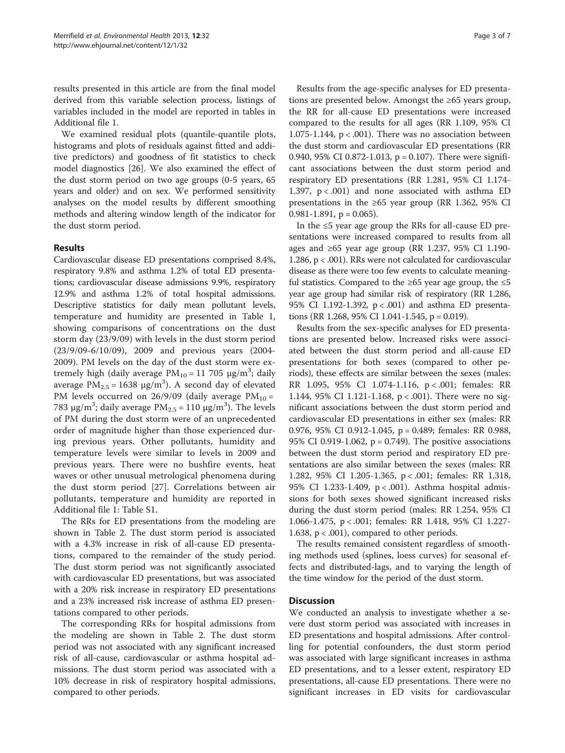results presented in this article are from the final model derived from this variable selection process, listings of variables included in the model are reported in tables in Additional file 1.

We examined residual plots (quantile-quantile plots, histograms and plots of residuals against fitted and additive predictors) and goodness of fit statistics to check model diagnostics [26]. We also examined the effect of the dust storm period on two age groups (0-5 years, 65 years and older) and on sex. We performed sensitivity analyses on the model results by different smoothing methods and altering window length of the indicator for the dust storm period.

## Results

Cardiovascular disease ED presentations comprised 8.4%, respiratory 9.8% and asthma 1.2% of total ED presentations; cardiovascular disease admissions 9.9%, respiratory 12.9% and asthma 1.2% of total hospital admissions. Descriptive statistics for daily mean pollutant levels, temperature and humidity are presented in Table 1, showing comparisons of concentrations on the dust storm day (23/9/09) with levels in the dust storm period (23/9/09-6/10/09), 2009 and previous years (2004-2009). PM levels on the day of the dust storm were extremely high (daily average $PM_{10}$ = 11 705 μg/m$^3$; daily average $PM_{2.5}$ = 1638 μg/m$^3$). A second day of elevated PM levels occurred on 26/9/09 (daily average $PM_{10}$ = 783 μg/m$^3$; daily average $PM_{2.5}$ = 110 μg/m$^3$). The levels of PM during the dust storm were of an unprecedented order of magnitude higher than those experienced during previous years. Other pollutants, humidity and temperature levels were similar to levels in 2009 and previous years. There were no bushfire events, heat waves or other unusual metrological phenomena during the dust storm period [27]. Correlations between air pollutants, temperature and humidity are reported in Additional file 1: Table S1.

The RRs for ED presentations from the modeling are shown in Table 2. The dust storm period is associated with a 4.3% increase in risk of all-cause ED presentations, compared to the remainder of the study period. The dust storm period was not significantly associated with cardiovascular ED presentations, but was associated with a 20% risk increase in respiratory ED presentations and a 23% increased risk increase of asthma ED presentations compared to other periods.

The corresponding RRs for hospital admissions from the modeling are shown in Table 2. The dust storm period was not associated with any significant increased risk of all-cause, cardiovascular or asthma hospital admissions. The dust storm period was associated with a 10% decrease in risk of respiratory hospital admissions, compared to other periods.

Results from the age-specific analyses for ED presentations are presented below. Amongst the ≥65 years group, the RR for all-cause ED presentations were increased compared to the results for all ages (RR 1.109, 95% CI 1.075-1.144, $p < .001$). There was no association between the dust storm and cardiovascular ED presentations (RR 0.940, 95% CI 0.872-1.013, $p = 0.107$). There were significant associations between the dust storm period and respiratory ED presentations (RR 1.281, 95% CI 1.174-1.397, $p < .001$) and none associated with asthma ED presentations in the ≥65 year group (RR 1.362, 95% CI 0.981-1.891, $p = 0.065$).

In the ≤5 year age group the RRs for all-cause ED presentations were increased compared to results from all ages and ≥65 year age group (RR 1.237, 95% CI 1.190-1.286, $p < .001$). RRs were not calculated for cardiovascular disease as there were too few events to calculate meaningful statistics. Compared to the ≥65 year age group, the ≤5 year age group had similar risk of respiratory (RR 1.286, 95% CI 1.192-1.392, $p < .001$) and asthma ED presentations (RR 1.268, 95% CI 1.041-1.545, $p = 0.019$).

Results from the sex-specific analyses for ED presentations are presented below. Increased risks were associated between the dust storm period and all-cause ED presentations for both sexes (compared to other periods), these effects are similar between the sexes (males: RR 1.095, 95% CI 1.074-1.116, $p < .001$; females: RR 1.144, 95% CI 1.121-1.168, $p < .001$). There were no significant associations between the dust storm period and cardiovascular ED presentations in either sex (males: RR 0.976, 95% CI 0.912-1.045, $p = 0.489$; females: RR 0.988, 95% CI 0.919-1.062, $p = 0.749$). The positive associations between the dust storm period and respiratory ED presentations are also similar between the sexes (males: RR 1.282, 95% CI 1.205-1.365, $p < .001$; females: RR 1.318, 95% CI 1.233-1.409, $p < .001$). Asthma hospital admissions for both sexes showed significant increased risks during the dust storm period (males: RR 1.254, 95% CI 1.066-1.475, $p < .001$; females: RR 1.418, 95% CI 1.227-1.638, $p < .001$), compared to other periods.

The results remained consistent regardless of smoothing methods used (splines, loess curves) for seasonal effects and distributed-lags, and to varying the length of the time window for the period of the dust storm.

## Discussion

We conducted an analysis to investigate whether a severe dust storm period was associated with increases in ED presentations and hospital admissions. After controlling for potential confounders, the dust storm period was associated with large significant increases in asthma ED presentations, and to a lesser extent, respiratory ED presentations, all-cause ED presentations. There were no significant increases in ED visits for cardiovascular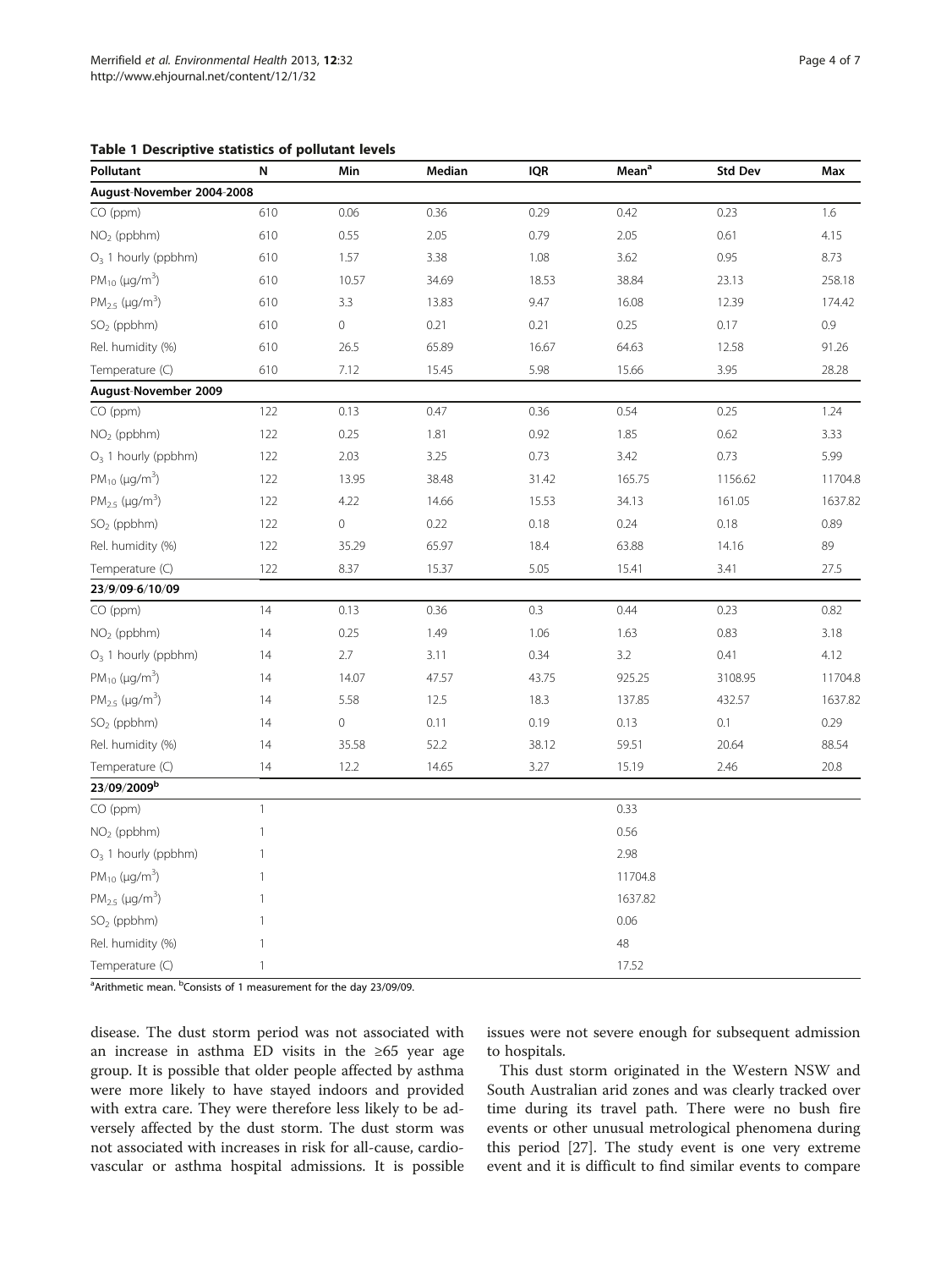**Table 1 Descriptive statistics of pollutant levels**

| Pollutant | N | Min | Median | IQR | Mean[a] | Std Dev | Max |
|---|---|---|---|---|---|---|---|
| **August-November 2004-2008** | | | | | | | |
| CO (ppm) | 610 | 0.06 | 0.36 | 0.29 | 0.42 | 0.23 | 1.6 |
| $NO_2$ (ppbhm) | 610 | 0.55 | 2.05 | 0.79 | 2.05 | 0.61 | 4.15 |
| $O_3$ 1 hourly (ppbhm) | 610 | 1.57 | 3.38 | 1.08 | 3.62 | 0.95 | 8.73 |
| $PM_{10}$ ($\mu g/m^3$) | 610 | 10.57 | 34.69 | 18.53 | 38.84 | 23.13 | 258.18 |
| $PM_{2.5}$ ($\mu g/m^3$) | 610 | 3.3 | 13.83 | 9.47 | 16.08 | 12.39 | 174.42 |
| $SO_2$ (ppbhm) | 610 | 0 | 0.21 | 0.21 | 0.25 | 0.17 | 0.9 |
| Rel. humidity (%) | 610 | 26.5 | 65.89 | 16.67 | 64.63 | 12.58 | 91.26 |
| Temperature (C) | 610 | 7.12 | 15.45 | 5.98 | 15.66 | 3.95 | 28.28 |
| **August-November 2009** | | | | | | | |
| CO (ppm) | 122 | 0.13 | 0.47 | 0.36 | 0.54 | 0.25 | 1.24 |
| $NO_2$ (ppbhm) | 122 | 0.25 | 1.81 | 0.92 | 1.85 | 0.62 | 3.33 |
| $O_3$ 1 hourly (ppbhm) | 122 | 2.03 | 3.25 | 0.73 | 3.42 | 0.73 | 5.99 |
| $PM_{10}$ ($\mu g/m^3$) | 122 | 13.95 | 38.48 | 31.42 | 165.75 | 1156.62 | 11704.8 |
| $PM_{2.5}$ ($\mu g/m^3$) | 122 | 4.22 | 14.66 | 15.53 | 34.13 | 161.05 | 1637.82 |
| $SO_2$ (ppbhm) | 122 | 0 | 0.22 | 0.18 | 0.24 | 0.18 | 0.89 |
| Rel. humidity (%) | 122 | 35.29 | 65.97 | 18.4 | 63.88 | 14.16 | 89 |
| Temperature (C) | 122 | 8.37 | 15.37 | 5.05 | 15.41 | 3.41 | 27.5 |
| **23/9/09-6/10/09** | | | | | | | |
| CO (ppm) | 14 | 0.13 | 0.36 | 0.3 | 0.44 | 0.23 | 0.82 |
| $NO_2$ (ppbhm) | 14 | 0.25 | 1.49 | 1.06 | 1.63 | 0.83 | 3.18 |
| $O_3$ 1 hourly (ppbhm) | 14 | 2.7 | 3.11 | 0.34 | 3.2 | 0.41 | 4.12 |
| $PM_{10}$ ($\mu g/m^3$) | 14 | 14.07 | 47.57 | 43.75 | 925.25 | 3108.95 | 11704.8 |
| $PM_{2.5}$ ($\mu g/m^3$) | 14 | 5.58 | 12.5 | 18.3 | 137.85 | 432.57 | 1637.82 |
| $SO_2$ (ppbhm) | 14 | 0 | 0.11 | 0.19 | 0.13 | 0.1 | 0.29 |
| Rel. humidity (%) | 14 | 35.58 | 52.2 | 38.12 | 59.51 | 20.64 | 88.54 |
| Temperature (C) | 14 | 12.2 | 14.65 | 3.27 | 15.19 | 2.46 | 20.8 |
| **23/09/2009[b]** | | | | | | | |
| CO (ppm) | 1 | | | | 0.33 | | |
| $NO_2$ (ppbhm) | 1 | | | | 0.56 | | |
| $O_3$ 1 hourly (ppbhm) | 1 | | | | 2.98 | | |
| $PM_{10}$ ($\mu g/m^3$) | 1 | | | | 11704.8 | | |
| $PM_{2.5}$ ($\mu g/m^3$) | 1 | | | | 1637.82 | | |
| $SO_2$ (ppbhm) | 1 | | | | 0.06 | | |
| Rel. humidity (%) | 1 | | | | 48 | | |
| Temperature (C) | 1 | | | | 17.52 | | |

[a]Arithmetic mean. [b]Consists of 1 measurement for the day 23/09/09.

disease. The dust storm period was not associated with an increase in asthma ED visits in the ≥65 year age group. It is possible that older people affected by asthma were more likely to have stayed indoors and provided with extra care. They were therefore less likely to be adversely affected by the dust storm. The dust storm was not associated with increases in risk for all-cause, cardiovascular or asthma hospital admissions. It is possible issues were not severe enough for subsequent admission to hospitals.

This dust storm originated in the Western NSW and South Australian arid zones and was clearly tracked over time during its travel path. There were no bush fire events or other unusual metrological phenomena during this period [27]. The study event is one very extreme event and it is difficult to find similar events to compare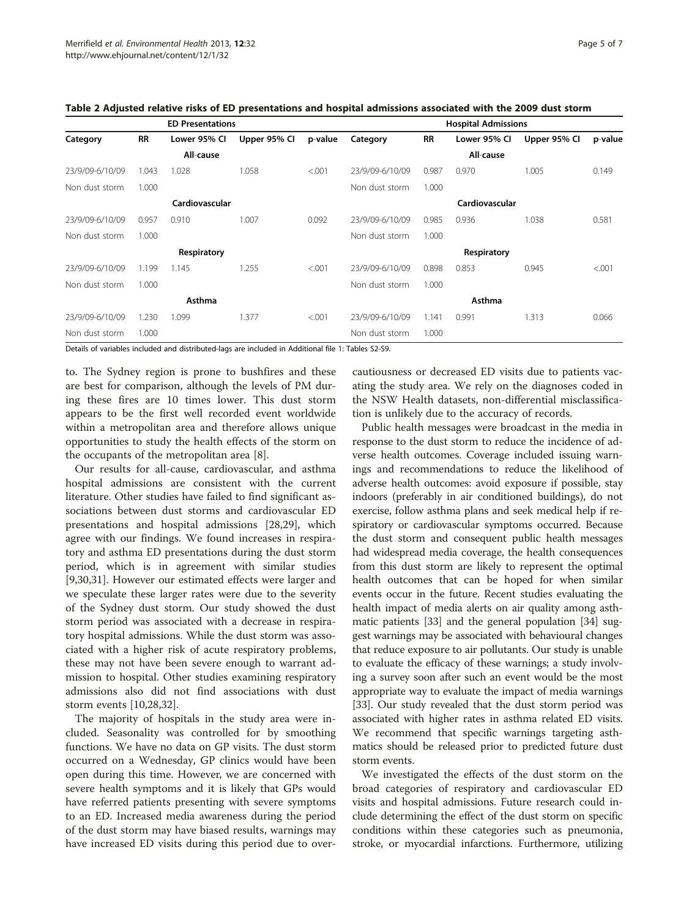**Table 2 Adjusted relative risks of ED presentations and hospital admissions associated with the 2009 dust storm**

| ED Presentations | | | | | Hospital Admissions | | | | |
|---|---|---|---|---|---|---|---|---|---|
| Category | RR | Lower 95% CI | Upper 95% CI | p-value | Category | RR | Lower 95% CI | Upper 95% CI | p-value |
| All-cause | | | | | All-cause | | | | |
| 23/9/09-6/10/09 | 1.043 | 1.028 | 1.058 | <.001 | 23/9/09-6/10/09 | 0.987 | 0.970 | 1.005 | 0.149 |
| Non dust storm | 1.000 | | | | Non dust storm | 1.000 | | | |
| Cardiovascular | | | | | Cardiovascular | | | | |
| 23/9/09-6/10/09 | 0.957 | 0.910 | 1.007 | 0.092 | 23/9/09-6/10/09 | 0.985 | 0.936 | 1.038 | 0.581 |
| Non dust storm | 1.000 | | | | Non dust storm | 1.000 | | | |
| Respiratory | | | | | Respiratory | | | | |
| 23/9/09-6/10/09 | 1.199 | 1.145 | 1.255 | <.001 | 23/9/09-6/10/09 | 0.898 | 0.853 | 0.945 | <.001 |
| Non dust storm | 1.000 | | | | Non dust storm | 1.000 | | | |
| Asthma | | | | | Asthma | | | | |
| 23/9/09-6/10/09 | 1.230 | 1.099 | 1.377 | <.001 | 23/9/09-6/10/09 | 1.141 | 0.991 | 1.313 | 0.066 |
| Non dust storm | 1.000 | | | | Non dust storm | 1.000 | | | |

Details of variables included and distributed-lags are included in Additional file 1: Tables S2-S9.

to. The Sydney region is prone to bushfires and these are best for comparison, although the levels of PM during these fires are 10 times lower. This dust storm appears to be the first well recorded event worldwide within a metropolitan area and therefore allows unique opportunities to study the health effects of the storm on the occupants of the metropolitan area [8].

Our results for all-cause, cardiovascular, and asthma hospital admissions are consistent with the current literature. Other studies have failed to find significant associations between dust storms and cardiovascular ED presentations and hospital admissions [28,29], which agree with our findings. We found increases in respiratory and asthma ED presentations during the dust storm period, which is in agreement with similar studies [9,30,31]. However our estimated effects were larger and we speculate these larger rates were due to the severity of the Sydney dust storm. Our study showed the dust storm period was associated with a decrease in respiratory hospital admissions. While the dust storm was associated with a higher risk of acute respiratory problems, these may not have been severe enough to warrant admission to hospital. Other studies examining respiratory admissions also did not find associations with dust storm events [10,28,32].

The majority of hospitals in the study area were included. Seasonality was controlled for by smoothing functions. We have no data on GP visits. The dust storm occurred on a Wednesday, GP clinics would have been open during this time. However, we are concerned with severe health symptoms and it is likely that GPs would have referred patients presenting with severe symptoms to an ED. Increased media awareness during the period of the dust storm may have biased results, warnings may have increased ED visits during this period due to over-cautiousness or decreased ED visits due to patients vacating the study area. We rely on the diagnoses coded in the NSW Health datasets, non-differential misclassification is unlikely due to the accuracy of records.

Public health messages were broadcast in the media in response to the dust storm to reduce the incidence of adverse health outcomes. Coverage included issuing warnings and recommendations to reduce the likelihood of adverse health outcomes: avoid exposure if possible, stay indoors (preferably in air conditioned buildings), do not exercise, follow asthma plans and seek medical help if respiratory or cardiovascular symptoms occurred. Because the dust storm and consequent public health messages had widespread media coverage, the health consequences from this dust storm are likely to represent the optimal health outcomes that can be hoped for when similar events occur in the future. Recent studies evaluating the health impact of media alerts on air quality among asthmatic patients [33] and the general population [34] suggest warnings may be associated with behavioural changes that reduce exposure to air pollutants. Our study is unable to evaluate the efficacy of these warnings; a study involving a survey soon after such an event would be the most appropriate way to evaluate the impact of media warnings [33]. Our study revealed that the dust storm period was associated with higher rates in asthma related ED visits. We recommend that specific warnings targeting asthmatics should be released prior to predicted future dust storm events.

We investigated the effects of the dust storm on the broad categories of respiratory and cardiovascular ED visits and hospital admissions. Future research could include determining the effect of the dust storm on specific conditions within these categories such as pneumonia, stroke, or myocardial infarctions. Furthermore, utilizing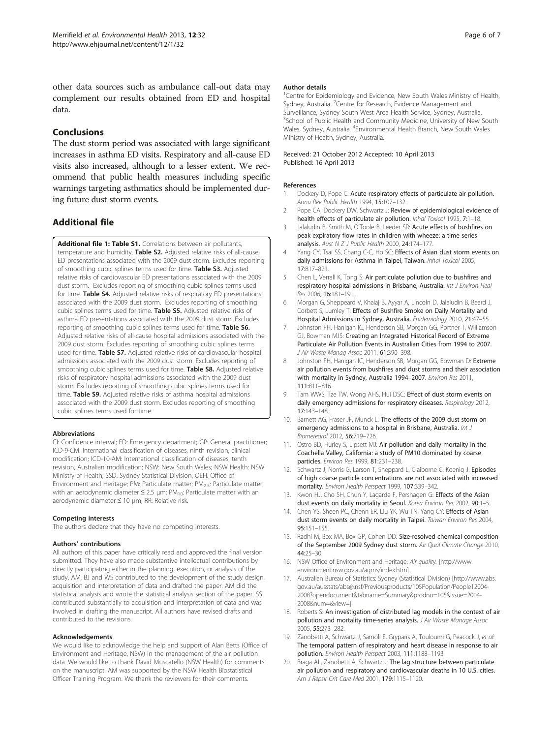other data sources such as ambulance call-out data may complement our results obtained from ED and hospital data.

## Conclusions

The dust storm period was associated with large significant increases in asthma ED visits. Respiratory and all-cause ED visits also increased, although to a lesser extent. We recommend that public health measures including specific warnings targeting asthmatics should be implemented during future dust storm events.

## Additional file

**Additional file 1: Table S1.** Correlations between air pollutants, temperature and humidity. **Table S2.** Adjusted relative risks of all-cause ED presentations associated with the 2009 dust storm. Excludes reporting of smoothing cubic splines terms used for time. **Table S3.** Adjusted relative risks of cardiovascular ED presentations associated with the 2009 dust storm. Excludes reporting of smoothing cubic splines terms used for time. **Table S4.** Adjusted relative risks of respiratory ED presentations associated with the 2009 dust storm. Excludes reporting of smoothing cubic splines terms used for time. **Table S5.** Adjusted relative risks of asthma ED presentations associated with the 2009 dust storm. Excludes reporting of smoothing cubic splines terms used for time. **Table S6.** Adjusted relative risks of all-cause hospital admissions associated with the 2009 dust storm. Excludes reporting of smoothing cubic splines terms used for time. **Table S7.** Adjusted relative risks of cardiovascular hospital admissions associated with the 2009 dust storm. Excludes reporting of smoothing cubic splines terms used for time. **Table S8.** Adjusted relative risks of respiratory hospital admissions associated with the 2009 dust storm. Excludes reporting of smoothing cubic splines terms used for time. **Table S9.** Adjusted relative risks of asthma hospital admissions associated with the 2009 dust storm. Excludes reporting of smoothing cubic splines terms used for time.

#### Abbreviations

CI: Confidence interval; ED: Emergency department; GP: General practitioner; ICD-9-CM: International classification of diseases, ninth revision, clinical modification; ICD-10-AM: International classification of diseases, tenth revision, Australian modification; NSW: New South Wales; NSW Health: NSW Ministry of Health; SSD: Sydney Statistical Division; OEH: Office of Environment and Heritage; PM: Particulate matter; $PM_{2.5}$: Particulate matter with an aerodynamic diameter ≤ 2.5 μm; $PM_{10}$: Particulate matter with an aerodynamic diameter ≤ 10 μm; RR: Relative risk.

#### Competing interests

The authors declare that they have no competing interests.

#### Authors' contributions

All authors of this paper have critically read and approved the final version submitted. They have also made substantive intellectual contributions by directly participating either in the planning, execution, or analysis of the study. AM, BJ and WS contributed to the development of the study design, acquisition and interpretation of data and drafted the paper. AM did the statistical analysis and wrote the statistical analysis section of the paper. SS contributed substantially to acquisition and interpretation of data and was involved in drafting the manuscript. All authors have revised drafts and contributed to the revisions.

#### Acknowledgements

We would like to acknowledge the help and support of Alan Betts (Office of Environment and Heritage, NSW) in the management of the air pollution data. We would like to thank David Muscatello (NSW Health) for comments on the manuscript. AM was supported by the NSW Health Biostatistical Officer Training Program. We thank the reviewers for their comments.

#### Author details

[1]Centre for Epidemiology and Evidence, New South Wales Ministry of Health, Sydney, Australia. [2]Centre for Research, Evidence Management and Surveillance, Sydney South West Area Health Service, Sydney, Australia. [3]School of Public Health and Community Medicine, University of New South Wales, Sydney, Australia. [4]Environmental Health Branch, New South Wales Ministry of Health, Sydney, Australia.

Received: 21 October 2012 Accepted: 10 April 2013
Published: 16 April 2013

#### References

1. Dockery D, Pope C: **Acute respiratory effects of particulate air pollution.** *Annu Rev Public Health* 1994, **15:**107–132.
2. Pope CA, Dockery DW, Schwartz J: **Review of epidemiological evidence of health effects of particulate air pollution.** *Inhal Toxicol* 1995, **7:**1–18.
3. Jalaludin B, Smith M, O'Toole B, Leeder SR: **Acute effects of bushfires on peak expiratory flow rates in children with wheeze: a time series analysis.** *Aust N Z J Public Health* 2000, **24:**174–177.
4. Yang CY, Tsai SS, Chang C-C, Ho SC: **Effects of Asian dust storm events on daily admissions for Asthma in Taipei, Taiwan.** *Inhal Toxicol* 2005, **17:**817–821.
5. Chen L, Verrall K, Tong S: **Air particulate pollution due to bushfires and respiratory hospital admissions in Brisbane, Australia.** *Int J Environ Heal Res* 2006, **16:**181–191.
6. Morgan G, Sheppeard V, Khalaj B, Ayyar A, Lincoln D, Jalaludin B, Beard J, Corbett S, Lumley T: **Effects of Bushfire Smoke on Daily Mortality and Hospital Admissions in Sydney, Australia.** *Epidemiology* 2010, **21:**47–55.
7. Johnston FH, Hanigan IC, Henderson SB, Morgan GG, Portner T, Williamson GJ, Bowman MJS: **Creating an Integrated Historical Record of Extreme Particulate Air Pollution Events in Australian Cities from 1994 to 2007.** *J Air Waste Manag Assoc* 2011, **61:**390–398.
8. Johnston FH, Hanigan IC, Henderson SB, Morgan GG, Bowman D: **Extreme air pollution events from bushfires and dust storms and their association with mortality in Sydney, Australia 1994–2007.** *Environ Res* 2011, **111:**811–816.
9. Tam WWS, Tze TW, Wong AHS, Hui DSC: **Effect of dust storm events on daily emergency admissions for respiratory diseases.** *Respirology* 2012, **17:**143–148.
10. Barnett AG, Fraser JF, Munck L: **The effects of the 2009 dust storm on emergency admissions to a hospital in Brisbane, Australia.** *Int J Biometeorol* 2012, **56:**719–726.
11. Ostro BD, Hurley S, Lipsett MJ: **Air pollution and daily mortality in the Coachella Valley, California: a study of PM10 dominated by coarse particles.** *Environ Res* 1999, **81:**231–238.
12. Schwartz J, Norris G, Larson T, Sheppard L, Claiborne C, Koenig J: **Episodes of high coarse particle concentrations are not associated with increased mortality.** *Environ Health Perspect* 1999, **107:**339–342.
13. Kwon HJ, Cho SH, Chun Y, Lagarde F, Pershagen G: **Effects of the Asian dust events on daily mortality in Seoul.** *Korea Environ Res* 2002, **90:**1–5.
14. Chen YS, Sheen PC, Chenn ER, Liu YK, Wu TN, Yang CY: **Effects of Asian dust storm events on daily mortality in Taipei.** *Taiwan Environ Res* 2004, **95:**151–155.
15. Radhi M, Box MA, Box GP, Cohen DD: **Size-resolved chemical composition of the September 2009 Sydney dust storm.** *Air Qual Climate Change* 2010, **44:**25–30.
16. NSW Office of Environment and Heritage: *Air quality.* [http://www.environment.nsw.gov.au/aqms/index.htm].
17. Australian Bureau of Statistics: Sydney (Statistical Division) [http://www.abs.gov.au/ausstats/abs@.nsf/Previousproducts/105Population/People12004-2008?opendocument&tabname=Summary&prodno=105&issue=2004-2008&num=&view=].
18. Roberts S: **An investigation of distributed lag models in the context of air pollution and mortality time-series analysis.** *J Air Waste Manage Assoc* 2005, **55:**273–282.
19. Zanobetti A, Schwartz J, Samoli E, Gryparis A, Touloumi G, Peacock J, *et al*: **The temporal pattern of respiratory and heart disease in response to air pollution.** *Environ Health Perspect* 2003, **111:**1188–1193.
20. Braga AL, Zanobetti A, Schwartz J: **The lag structure between particulate air pollution and respiratory and cardiovascular deaths in 10 U.S. cities.** *Am J Repsir Crit Care Med* 2001, **179:**1115–1120.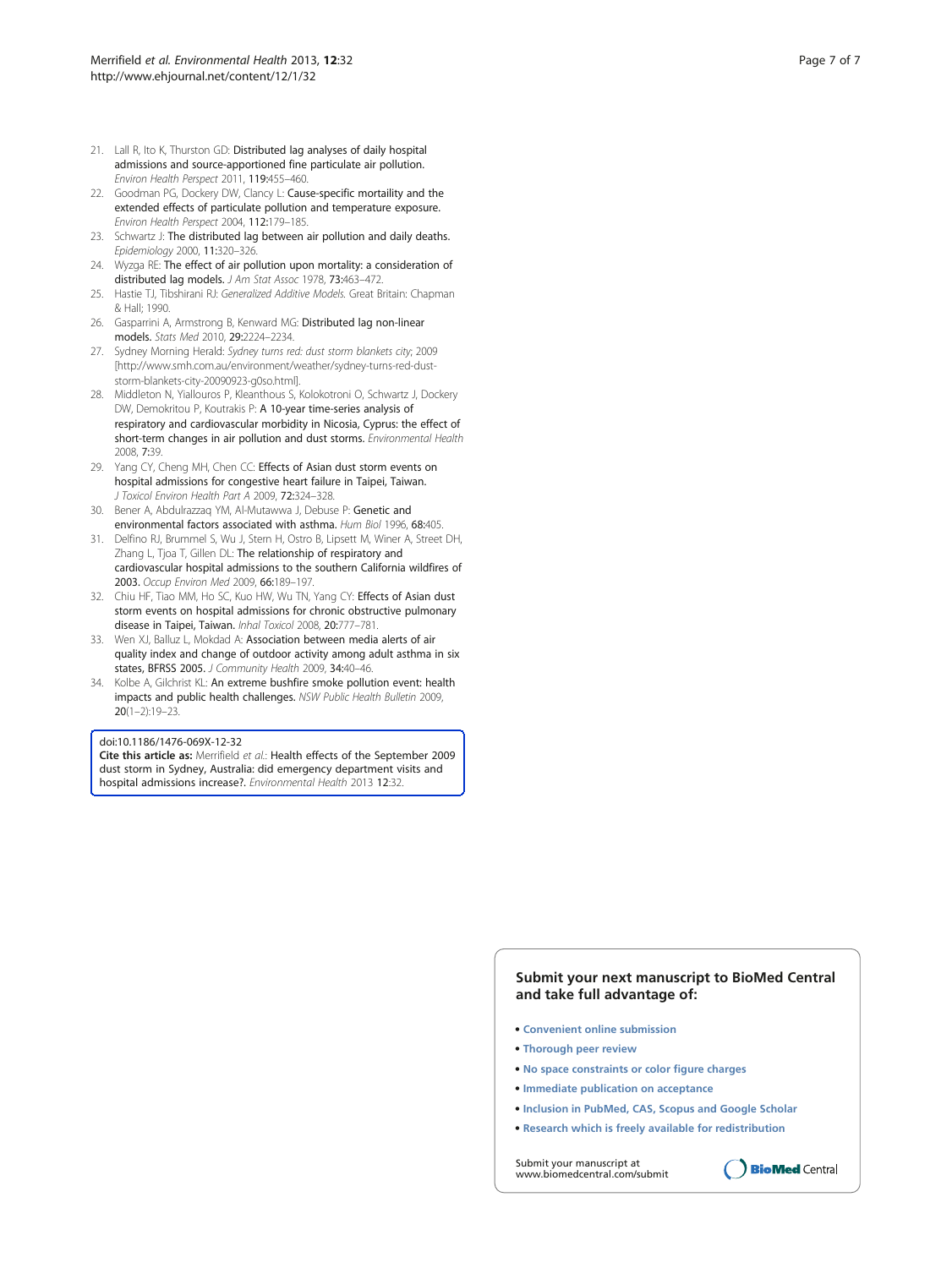21. Lall R, Ito K, Thurston GD: **Distributed lag analyses of daily hospital admissions and source-apportioned fine particulate air pollution.** *Environ Health Perspect* 2011, **119**:455–460.
22. Goodman PG, Dockery DW, Clancy L: **Cause-specific mortality and the extended effects of particulate pollution and temperature exposure.** *Environ Health Perspect* 2004, **112**:179–185.
23. Schwartz J: **The distributed lag between air pollution and daily deaths.** *Epidemiology* 2000, **11**:320–326.
24. Wyzga RE: **The effect of air pollution upon mortality: a consideration of distributed lag models.** *J Am Stat Assoc* 1978, **73**:463–472.
25. Hastie TJ, Tibshirani RJ: *Generalized Additive Models.* Great Britain: Chapman & Hall; 1990.
26. Gasparrini A, Armstrong B, Kenward MG: **Distributed lag non-linear models.** *Stats Med* 2010, **29**:2224–2234.
27. Sydney Morning Herald: *Sydney turns red: dust storm blankets city*; 2009 [http://www.smh.com.au/environment/weather/sydney-turns-red-dust-storm-blankets-city-20090923-g0so.html].
28. Middleton N, Yiallouros P, Kleanthous S, Kolokotroni O, Schwartz J, Dockery DW, Demokritou P, Koutrakis P: **A 10-year time-series analysis of respiratory and cardiovascular morbidity in Nicosia, Cyprus: the effect of short-term changes in air pollution and dust storms.** *Environmental Health* 2008, **7**:39.
29. Yang CY, Cheng MH, Chen CC: **Effects of Asian dust storm events on hospital admissions for congestive heart failure in Taipei, Taiwan.** *J Toxicol Environ Health Part A* 2009, **72**:324–328.
30. Bener A, Abdulrazzaq YM, Al-Mutawwa J, Debuse P: **Genetic and environmental factors associated with asthma.** *Hum Biol* 1996, **68**:405.
31. Delfino RJ, Brummel S, Wu J, Stern H, Ostro B, Lipsett M, Winer A, Street DH, Zhang L, Tjoa T, Gillen DL: **The relationship of respiratory and cardiovascular hospital admissions to the southern California wildfires of 2003.** *Occup Environ Med* 2009, **66**:189–197.
32. Chiu HF, Tiao MM, Ho SC, Kuo HW, Wu TN, Yang CY: **Effects of Asian dust storm events on hospital admissions for chronic obstructive pulmonary disease in Taipei, Taiwan.** *Inhal Toxicol* 2008, **20**:777–781.
33. Wen XJ, Balluz L, Mokdad A: **Association between media alerts of air quality index and change of outdoor activity among adult asthma in six states, BFRSS 2005.** *J Community Health* 2009, **34**:40–46.
34. Kolbe A, Gilchrist KL: **An extreme bushfire smoke pollution event: health impacts and public health challenges.** *NSW Public Health Bulletin* 2009, **20**(1–2):19–23.

doi:10.1186/1476-069X-12-32
**Cite this article as:** Merrifield *et al.*: Health effects of the September 2009 dust storm in Sydney, Australia: did emergency department visits and hospital admissions increase?. *Environmental Health* 2013 **12**:32.

**Submit your next manuscript to BioMed Central and take full advantage of:**

- **Convenient online submission**
- **Thorough peer review**
- **No space constraints or color figure charges**
- **Immediate publication on acceptance**
- **Inclusion in PubMed, CAS, Scopus and Google Scholar**
- **Research which is freely available for redistribution**

Submit your manuscript at
www.biomedcentral.com/submit

BioMed Central